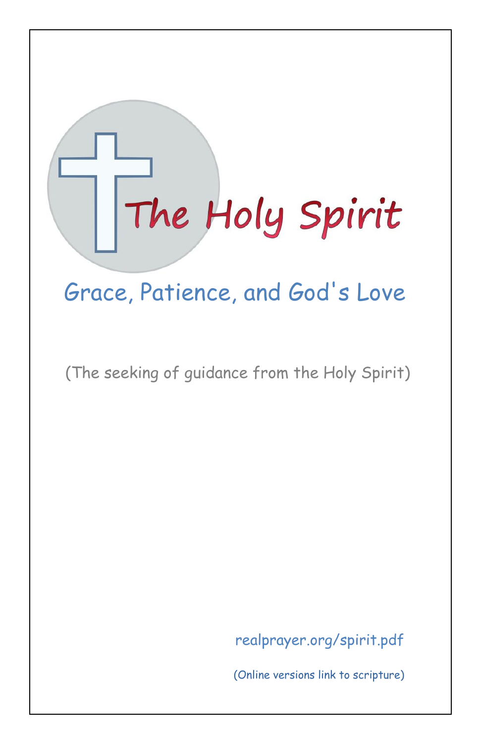# The Holy Spirit

## Grace, Patience, and God's Love

(The seeking of guidance from the Holy Spirit)

realprayer.org/spirit.pdf

(Online versions link to scripture)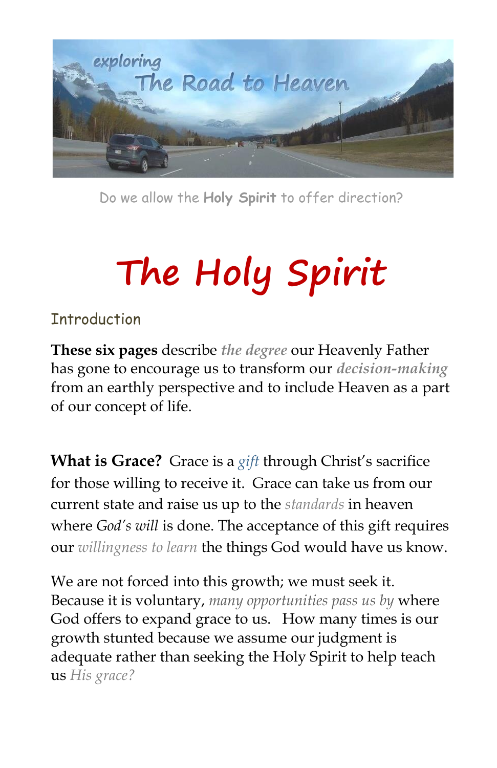Do we allow the **Holy Spirit** to offer direction?

# The Holy Spirit

## Introduction

**These six pages** describe *the degree* our Heavenly Father has gone to encourage us to transform our ***decision-making*** from an earthly perspective and to include Heaven as a part of our concept of life.

**What is Grace?** Grace is a *gift* through Christ's sacrifice for those willing to receive it. Grace can take us from our current state and raise us up to the *standards* in heaven where *God's will* is done. The acceptance of this gift requires our *willingness to learn* the things God would have us know.

We are not forced into this growth; we must seek it. Because it is voluntary, *many opportunities pass us by* where God offers to expand grace to us. How many times is our growth stunted because we assume our judgment is adequate rather than seeking the Holy Spirit to help teach us *His grace?*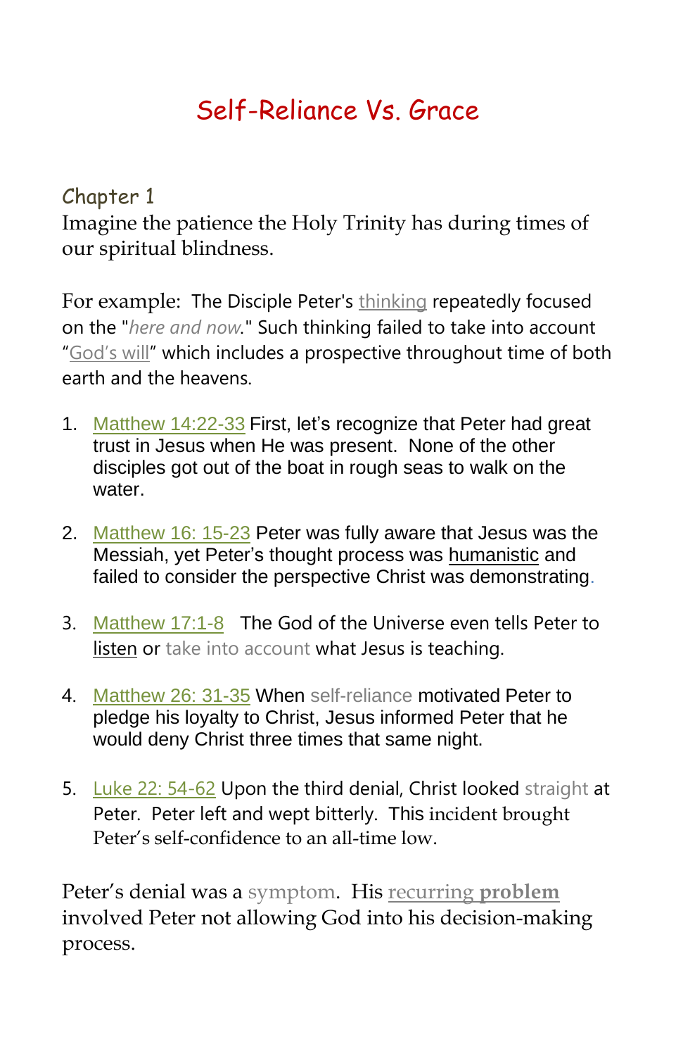# Self-Reliance Vs. Grace

## Chapter 1

Imagine the patience the Holy Trinity has during times of our spiritual blindness.

For example: The Disciple Peter's thinking repeatedly focused on the "*here and now*." Such thinking failed to take into account "God's will" which includes a prospective throughout time of both earth and the heavens.

1. Matthew 14:22-33 First, let's recognize that Peter had great trust in Jesus when He was present. None of the other disciples got out of the boat in rough seas to walk on the water.

2. Matthew 16: 15-23 Peter was fully aware that Jesus was the Messiah, yet Peter's thought process was humanistic and failed to consider the perspective Christ was demonstrating.

3. Matthew 17:1-8 The God of the Universe even tells Peter to listen or take into account what Jesus is teaching.

4. Matthew 26: 31-35 When self-reliance motivated Peter to pledge his loyalty to Christ, Jesus informed Peter that he would deny Christ three times that same night.

5. Luke 22: 54-62 Upon the third denial, Christ looked straight at Peter. Peter left and wept bitterly. This incident brought Peter's self-confidence to an all-time low.

Peter's denial was a symptom. His recurring **problem** involved Peter not allowing God into his decision-making process.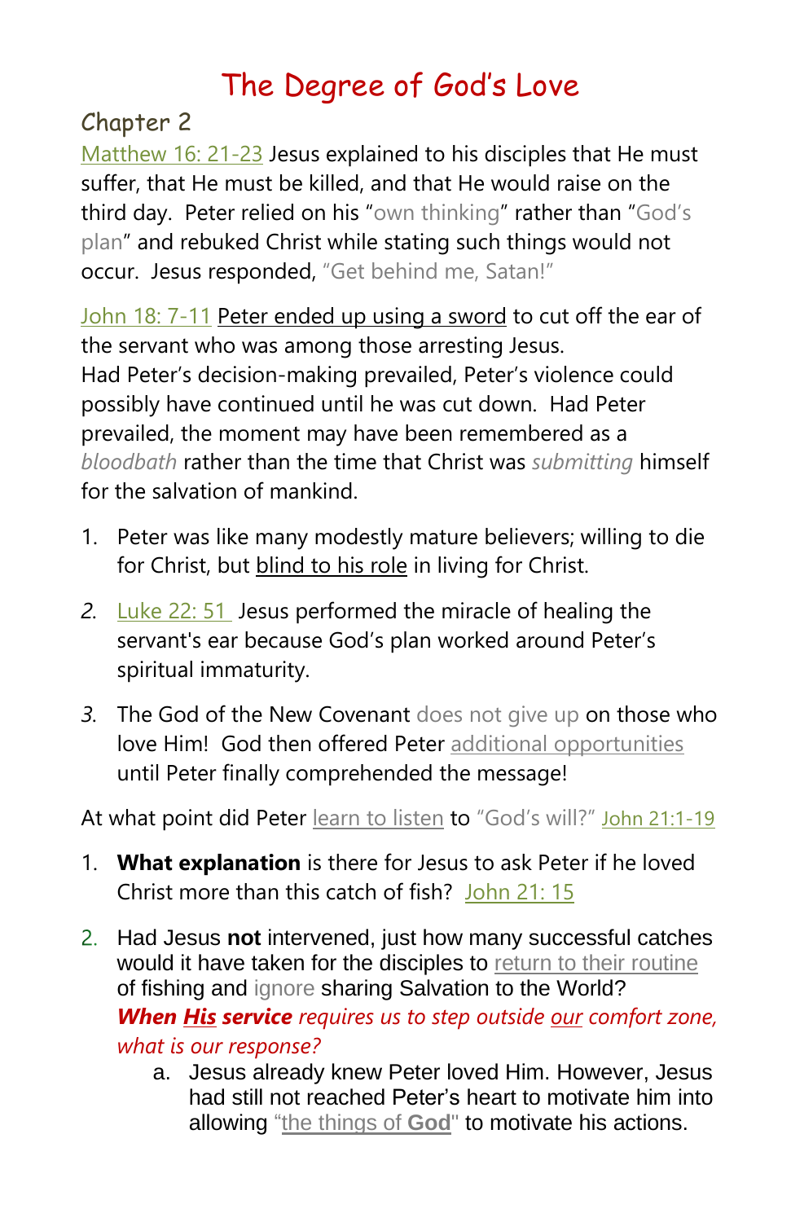# The Degree of God's Love

## Chapter 2

Matthew 16: 21-23 Jesus explained to his disciples that He must suffer, that He must be killed, and that He would raise on the third day. Peter relied on his "own thinking" rather than "God's plan" and rebuked Christ while stating such things would not occur. Jesus responded, "Get behind me, Satan!"

John 18: 7-11 Peter ended up using a sword to cut off the ear of the servant who was among those arresting Jesus.
Had Peter's decision-making prevailed, Peter's violence could possibly have continued until he was cut down. Had Peter prevailed, the moment may have been remembered as a *bloodbath* rather than the time that Christ was *submitting* himself for the salvation of mankind.

1. Peter was like many modestly mature believers; willing to die for Christ, but blind to his role in living for Christ.
2. Luke 22: 51 Jesus performed the miracle of healing the servant's ear because God's plan worked around Peter's spiritual immaturity.
3. The God of the New Covenant does not give up on those who love Him! God then offered Peter additional opportunities until Peter finally comprehended the message!

At what point did Peter learn to listen to "God's will?" John 21:1-19

1. **What explanation** is there for Jesus to ask Peter if he loved Christ more than this catch of fish? John 21: 15
2. Had Jesus **not** intervened, just how many successful catches would it have taken for the disciples to return to their routine of fishing and ignore sharing Salvation to the World?
   ***When His service*** *requires us to step outside our comfort zone, what is our response?*
   a. Jesus already knew Peter loved Him. However, Jesus had still not reached Peter's heart to motivate him into allowing "the things of **God**" to motivate his actions.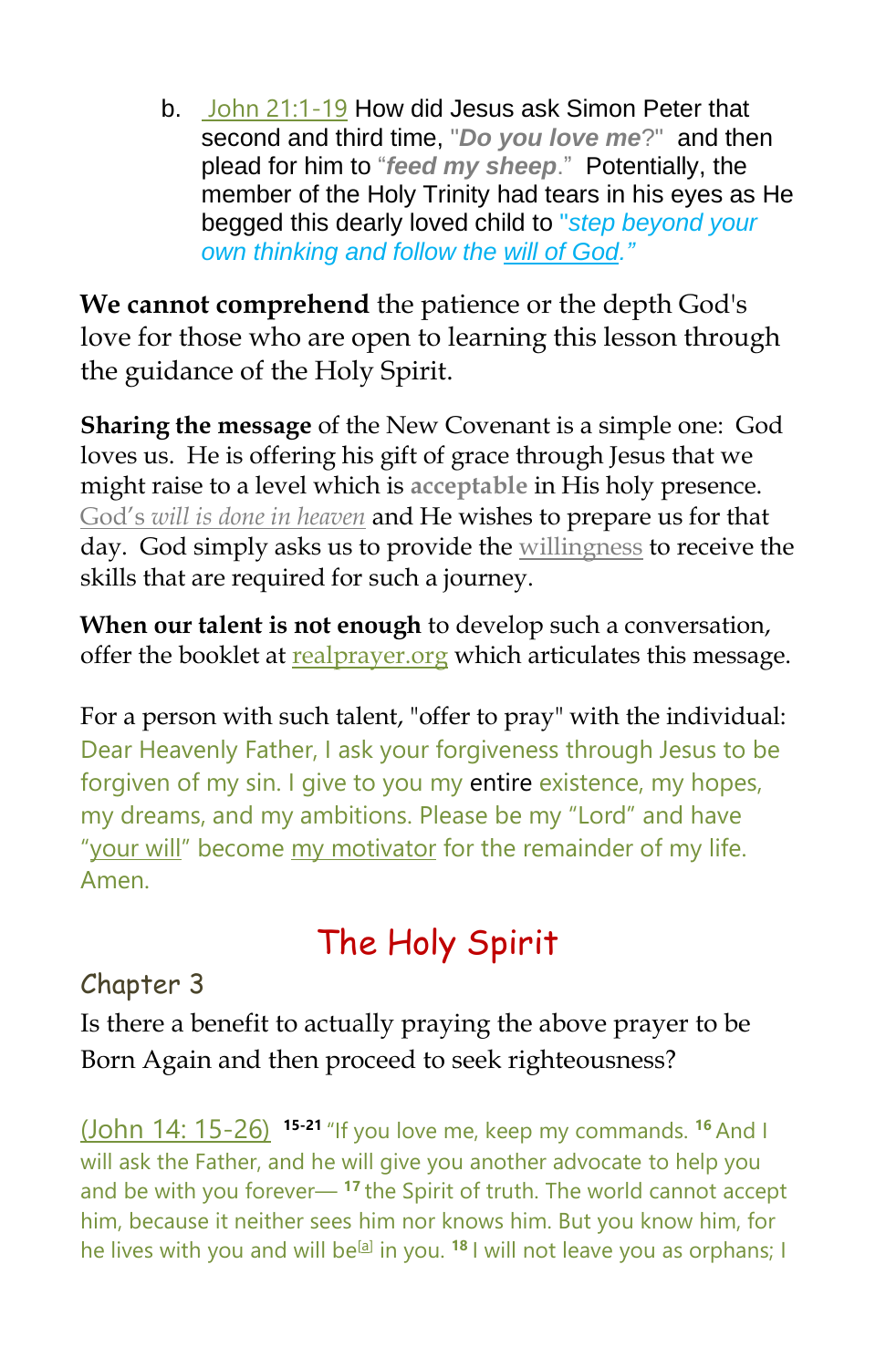b. John 21:1-19 How did Jesus ask Simon Peter that second and third time, "***Do you love me***?" and then plead for him to "***feed my sheep***." Potentially, the member of the Holy Trinity had tears in his eyes as He begged this dearly loved child to *"step beyond your own thinking and follow the will of God."*

**We cannot comprehend** the patience or the depth God's love for those who are open to learning this lesson through the guidance of the Holy Spirit.

**Sharing the message** of the New Covenant is a simple one: God loves us. He is offering his gift of grace through Jesus that we might raise to a level which is **acceptable** in His holy presence. God's *will is done in heaven* and He wishes to prepare us for that day. God simply asks us to provide the willingness to receive the skills that are required for such a journey.

**When our talent is not enough** to develop such a conversation, offer the booklet at realprayer.org which articulates this message.

For a person with such talent, "offer to pray" with the individual: Dear Heavenly Father, I ask your forgiveness through Jesus to be forgiven of my sin. I give to you my entire existence, my hopes, my dreams, and my ambitions. Please be my "Lord" and have "your will" become my motivator for the remainder of my life. Amen.

# The Holy Spirit

## Chapter 3

Is there a benefit to actually praying the above prayer to be Born Again and then proceed to seek righteousness?

(John 14: 15-26) 15-21 "If you love me, keep my commands. 16 And I will ask the Father, and he will give you another advocate to help you and be with you forever— 17 the Spirit of truth. The world cannot accept him, because it neither sees him nor knows him. But you know him, for he lives with you and will be[a] in you. 18 I will not leave you as orphans; I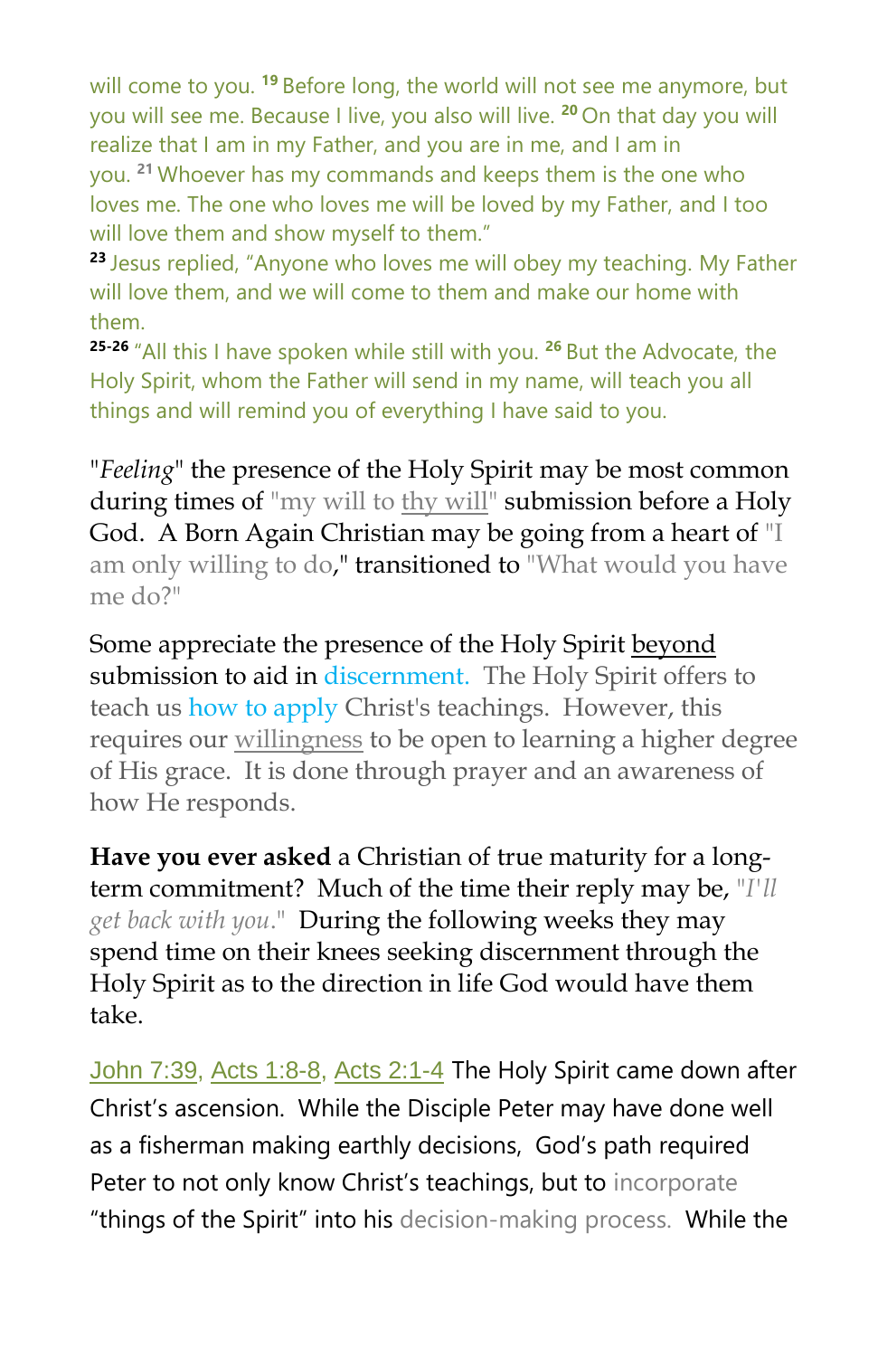will come to you. [19] Before long, the world will not see me anymore, but you will see me. Because I live, you also will live. [20] On that day you will realize that I am in my Father, and you are in me, and I am in you. [21] Whoever has my commands and keeps them is the one who loves me. The one who loves me will be loved by my Father, and I too will love them and show myself to them."

[23] Jesus replied, "Anyone who loves me will obey my teaching. My Father will love them, and we will come to them and make our home with them.

[25-26] "All this I have spoken while still with you. [26] But the Advocate, the Holy Spirit, whom the Father will send in my name, will teach you all things and will remind you of everything I have said to you.

"*Feeling*" the presence of the Holy Spirit may be most common during times of "my will to thy will" submission before a Holy God. A Born Again Christian may be going from a heart of "I am only willing to do," transitioned to "What would you have me do?"

Some appreciate the presence of the Holy Spirit beyond submission to aid in discernment. The Holy Spirit offers to teach us how to apply Christ's teachings. However, this requires our willingness to be open to learning a higher degree of His grace. It is done through prayer and an awareness of how He responds.

**Have you ever asked** a Christian of true maturity for a long-term commitment? Much of the time their reply may be, "*I'll get back with you*." During the following weeks they may spend time on their knees seeking discernment through the Holy Spirit as to the direction in life God would have them take.

John 7:39, Acts 1:8-8, Acts 2:1-4 The Holy Spirit came down after Christ's ascension. While the Disciple Peter may have done well as a fisherman making earthly decisions, God's path required Peter to not only know Christ's teachings, but to incorporate "things of the Spirit" into his decision-making process. While the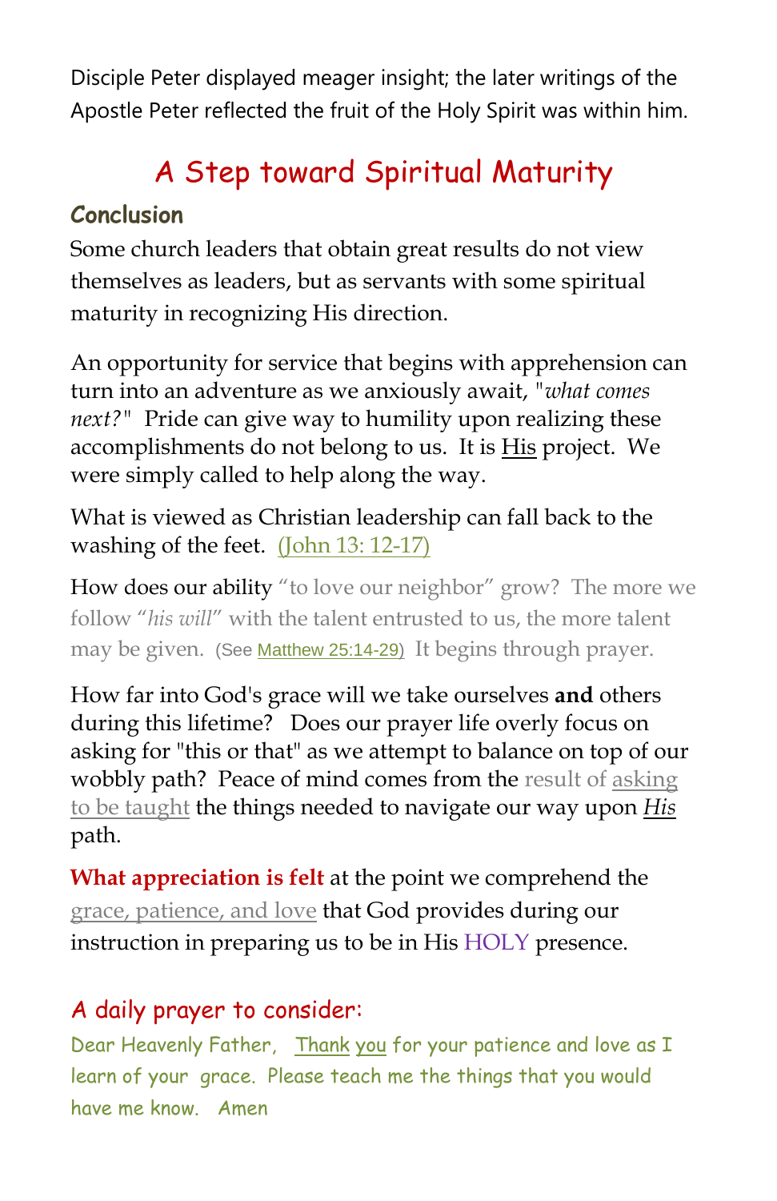Disciple Peter displayed meager insight; the later writings of the Apostle Peter reflected the fruit of the Holy Spirit was within him.

# A Step toward Spiritual Maturity

## Conclusion

Some church leaders that obtain great results do not view themselves as leaders, but as servants with some spiritual maturity in recognizing His direction.

An opportunity for service that begins with apprehension can turn into an adventure as we anxiously await, "*what comes next?*" Pride can give way to humility upon realizing these accomplishments do not belong to us. It is His project. We were simply called to help along the way.

What is viewed as Christian leadership can fall back to the washing of the feet. (John 13: 12-17)

How does our ability "to love our neighbor" grow? The more we follow "*his will*" with the talent entrusted to us, the more talent may be given. (See Matthew 25:14-29) It begins through prayer.

How far into God's grace will we take ourselves **and** others during this lifetime? Does our prayer life overly focus on asking for "this or that" as we attempt to balance on top of our wobbly path? Peace of mind comes from the result of asking to be taught the things needed to navigate our way upon *His* path.

**What appreciation is felt** at the point we comprehend the grace, patience, and love that God provides during our instruction in preparing us to be in His HOLY presence.

## A daily prayer to consider:

Dear Heavenly Father, Thank you for your patience and love as I learn of your grace. Please teach me the things that you would have me know. Amen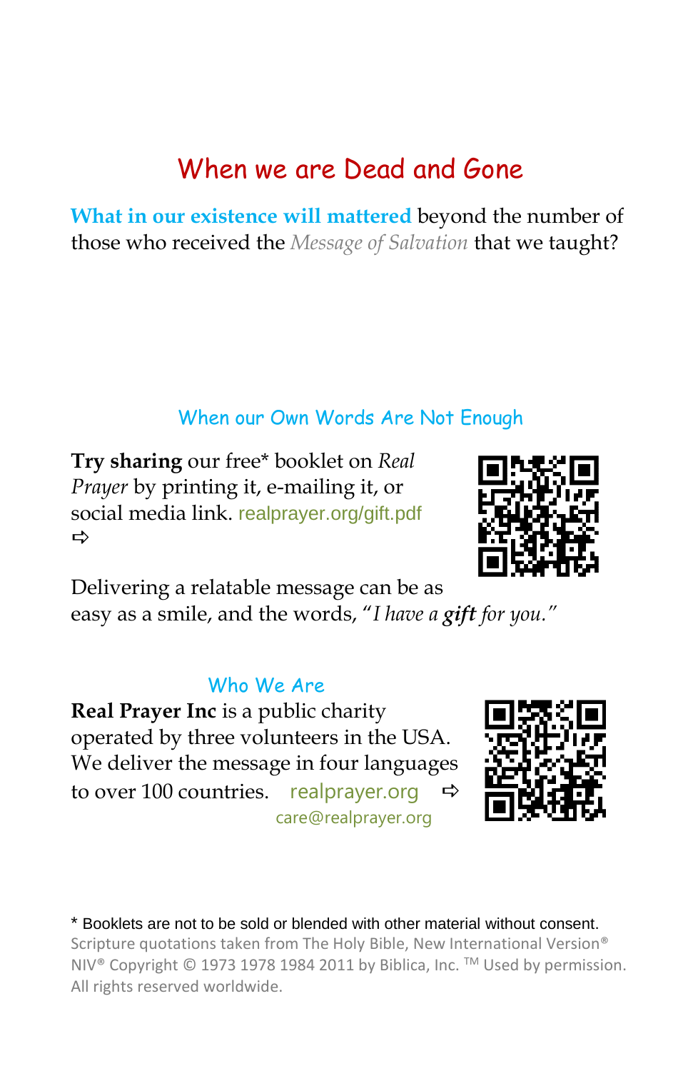# When we are Dead and Gone

**What in our existence will mattered** beyond the number of those who received the *Message of Salvation* that we taught?

## When our Own Words Are Not Enough

**Try sharing** our free* booklet on *Real Prayer* by printing it, e-mailing it, or social media link. realprayer.org/gift.pdf ➪

Delivering a relatable message can be as easy as a smile, and the words, "*I have a **gift** for you.*"

## Who We Are

**Real Prayer Inc** is a public charity operated by three volunteers in the USA. We deliver the message in four languages to over 100 countries. realprayer.org ➪
care@realprayer.org

* Booklets are not to be sold or blended with other material without consent.
Scripture quotations taken from The Holy Bible, New International Version® NIV® Copyright © 1973 1978 1984 2011 by Biblica, Inc. ™ Used by permission. All rights reserved worldwide.